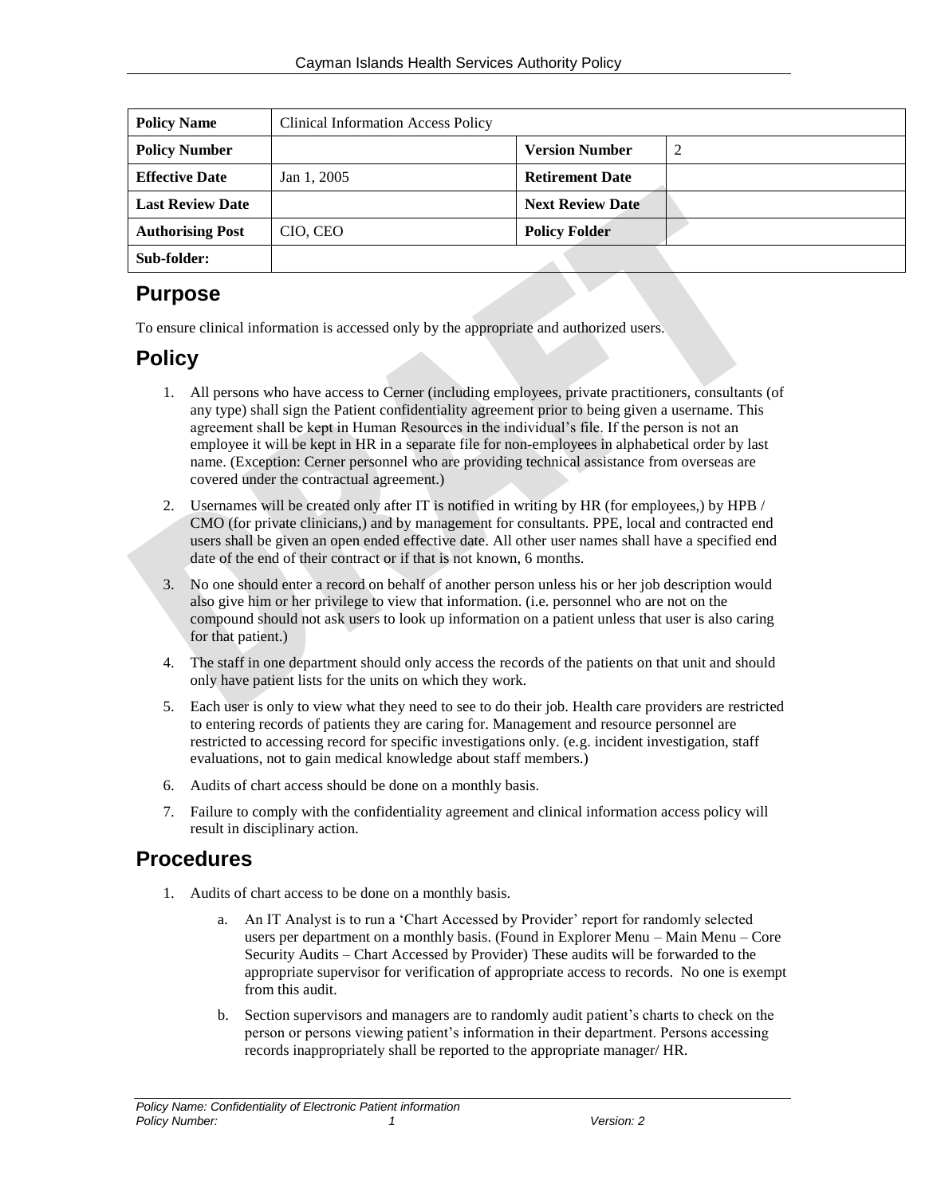| Policy Name | Clinical Information Access Policy | | |
|---|---|---|---|
| Policy Number | | Version Number | 2 |
| Effective Date | Jan 1, 2005 | Retirement Date | |
| Last Review Date | | Next Review Date | |
| Authorising Post | CIO, CEO | Policy Folder | |
| Sub-folder: | | | |

## Purpose

To ensure clinical information is accessed only by the appropriate and authorized users.

## Policy

1. All persons who have access to Cerner (including employees, private practitioners, consultants (of any type) shall sign the Patient confidentiality agreement prior to being given a username. This agreement shall be kept in Human Resources in the individual's file. If the person is not an employee it will be kept in HR in a separate file for non-employees in alphabetical order by last name. (Exception: Cerner personnel who are providing technical assistance from overseas are covered under the contractual agreement.)
2. Usernames will be created only after IT is notified in writing by HR (for employees,) by HPB / CMO (for private clinicians,) and by management for consultants. PPE, local and contracted end users shall be given an open ended effective date. All other user names shall have a specified end date of the end of their contract or if that is not known, 6 months.
3. No one should enter a record on behalf of another person unless his or her job description would also give him or her privilege to view that information. (i.e. personnel who are not on the compound should not ask users to look up information on a patient unless that user is also caring for that patient.)
4. The staff in one department should only access the records of the patients on that unit and should only have patient lists for the units on which they work.
5. Each user is only to view what they need to see to do their job. Health care providers are restricted to entering records of patients they are caring for. Management and resource personnel are restricted to accessing record for specific investigations only. (e.g. incident investigation, staff evaluations, not to gain medical knowledge about staff members.)
6. Audits of chart access should be done on a monthly basis.
7. Failure to comply with the confidentiality agreement and clinical information access policy will result in disciplinary action.

## Procedures

1. Audits of chart access to be done on a monthly basis.
   a. An IT Analyst is to run a 'Chart Accessed by Provider' report for randomly selected users per department on a monthly basis. (Found in Explorer Menu – Main Menu – Core Security Audits – Chart Accessed by Provider) These audits will be forwarded to the appropriate supervisor for verification of appropriate access to records. No one is exempt from this audit.
   b. Section supervisors and managers are to randomly audit patient's charts to check on the person or persons viewing patient's information in their department. Persons accessing records inappropriately shall be reported to the appropriate manager/ HR.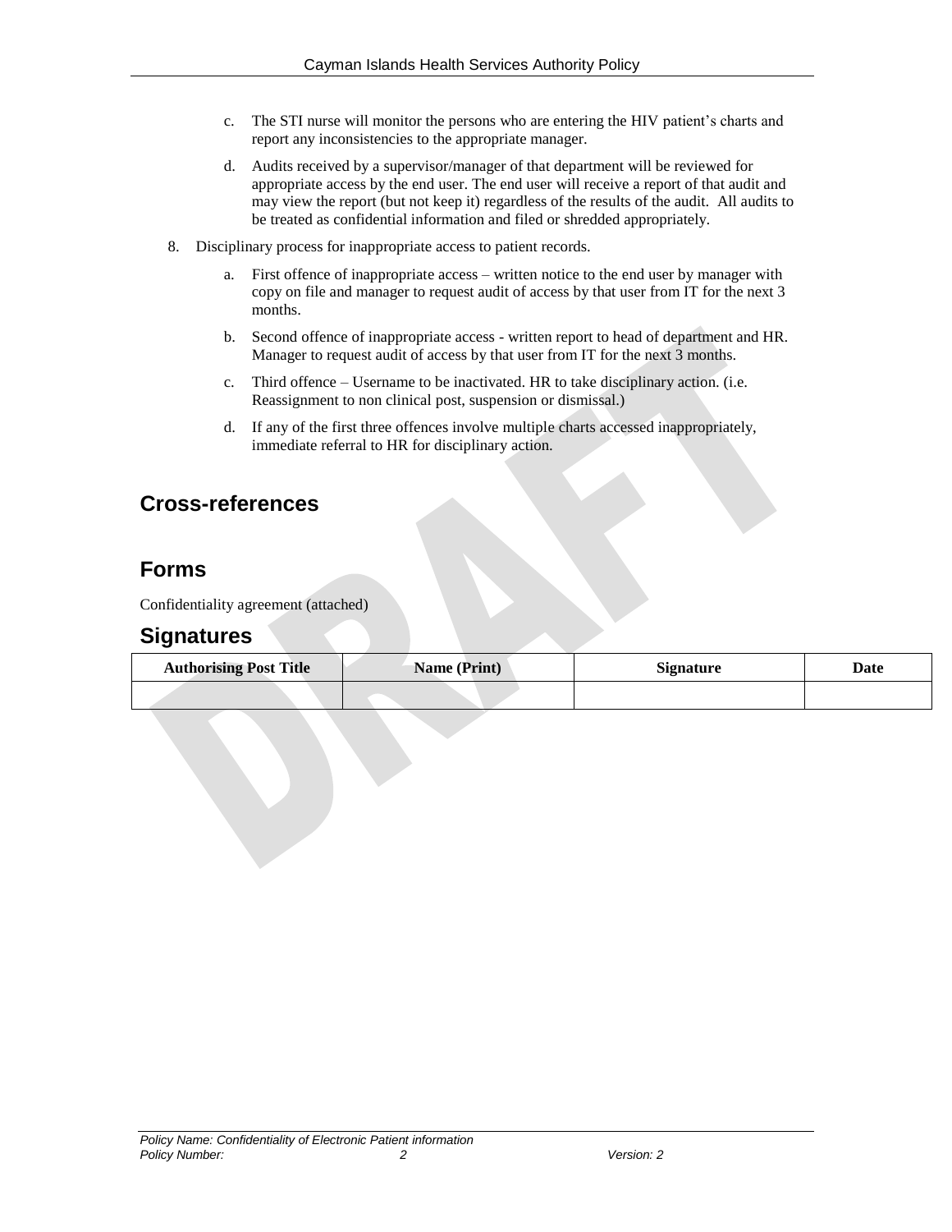c. The STI nurse will monitor the persons who are entering the HIV patient's charts and report any inconsistencies to the appropriate manager.

   d. Audits received by a supervisor/manager of that department will be reviewed for appropriate access by the end user. The end user will receive a report of that audit and may view the report (but not keep it) regardless of the results of the audit. All audits to be treated as confidential information and filed or shredded appropriately.

8. Disciplinary process for inappropriate access to patient records.

   a. First offence of inappropriate access – written notice to the end user by manager with copy on file and manager to request audit of access by that user from IT for the next 3 months.

   b. Second offence of inappropriate access - written report to head of department and HR. Manager to request audit of access by that user from IT for the next 3 months.

   c. Third offence – Username to be inactivated. HR to take disciplinary action. (i.e. Reassignment to non clinical post, suspension or dismissal.)

   d. If any of the first three offences involve multiple charts accessed inappropriately, immediate referral to HR for disciplinary action.

## Cross-references

## Forms

Confidentiality agreement (attached)

## Signatures

| Authorising Post Title | Name (Print) | Signature | Date |
|---|---|---|---|
| | | | |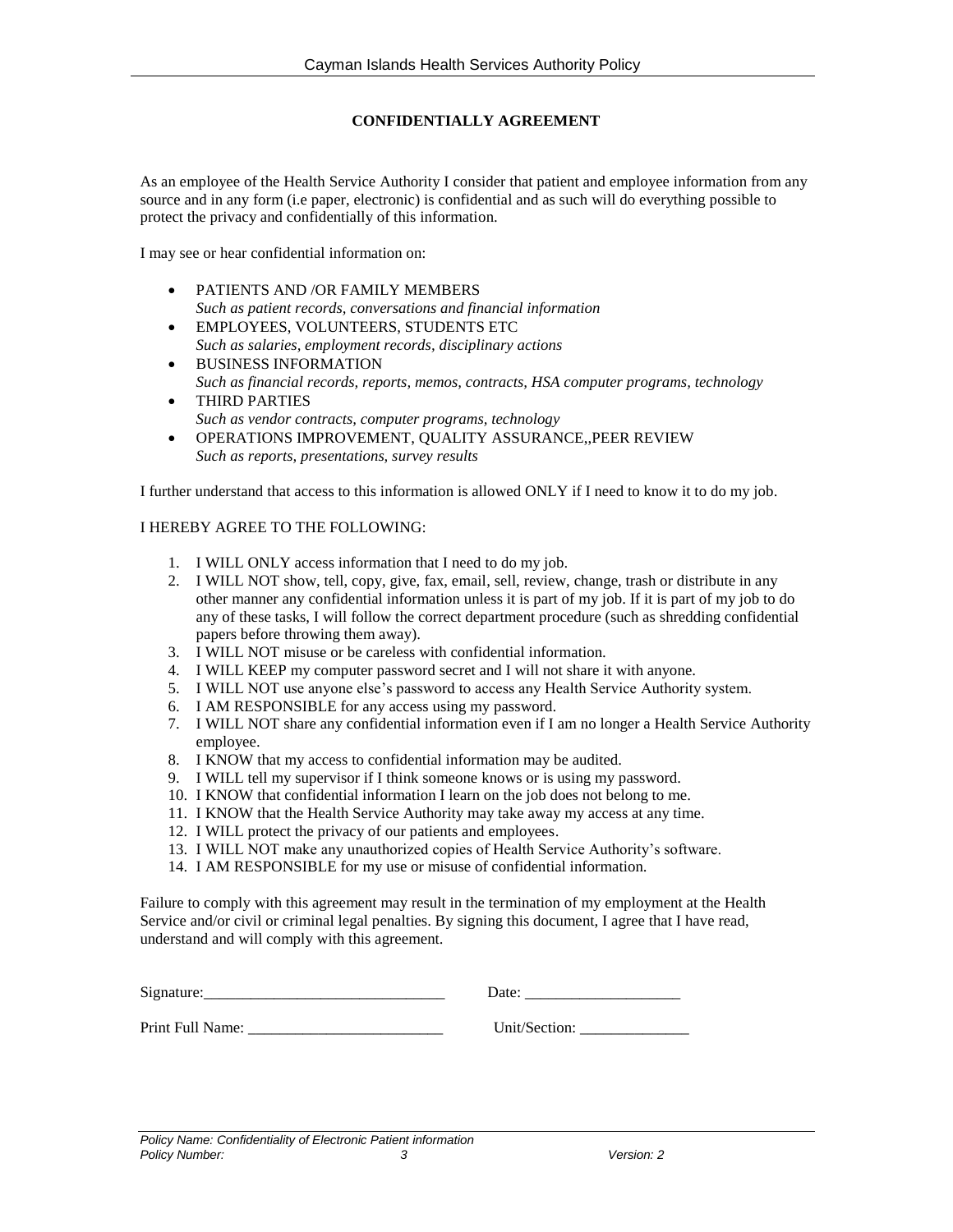## CONFIDENTIALLY AGREEMENT

As an employee of the Health Service Authority I consider that patient and employee information from any source and in any form (i.e paper, electronic) is confidential and as such will do everything possible to protect the privacy and confidentially of this information.

I may see or hear confidential information on:

- PATIENTS AND /OR FAMILY MEMBERS
  *Such as patient records, conversations and financial information*
- EMPLOYEES, VOLUNTEERS, STUDENTS ETC
  *Such as salaries, employment records, disciplinary actions*
- BUSINESS INFORMATION
  *Such as financial records, reports, memos, contracts, HSA computer programs, technology*
- THIRD PARTIES
  *Such as vendor contracts, computer programs, technology*
- OPERATIONS IMPROVEMENT, QUALITY ASSURANCE,,PEER REVIEW
  *Such as reports, presentations, survey results*

I further understand that access to this information is allowed ONLY if I need to know it to do my job.

I HEREBY AGREE TO THE FOLLOWING:

1. I WILL ONLY access information that I need to do my job.
2. I WILL NOT show, tell, copy, give, fax, email, sell, review, change, trash or distribute in any other manner any confidential information unless it is part of my job. If it is part of my job to do any of these tasks, I will follow the correct department procedure (such as shredding confidential papers before throwing them away).
3. I WILL NOT misuse or be careless with confidential information.
4. I WILL KEEP my computer password secret and I will not share it with anyone.
5. I WILL NOT use anyone else's password to access any Health Service Authority system.
6. I AM RESPONSIBLE for any access using my password.
7. I WILL NOT share any confidential information even if I am no longer a Health Service Authority employee.
8. I KNOW that my access to confidential information may be audited.
9. I WILL tell my supervisor if I think someone knows or is using my password.
10. I KNOW that confidential information I learn on the job does not belong to me.
11. I KNOW that the Health Service Authority may take away my access at any time.
12. I WILL protect the privacy of our patients and employees.
13. I WILL NOT make any unauthorized copies of Health Service Authority's software.
14. I AM RESPONSIBLE for my use or misuse of confidential information.

Failure to comply with this agreement may result in the termination of my employment at the Health Service and/or civil or criminal legal penalties. By signing this document, I agree that I have read, understand and will comply with this agreement.

Signature:_______________________________ Date: ____________________

Print Full Name: _________________________ Unit/Section: ______________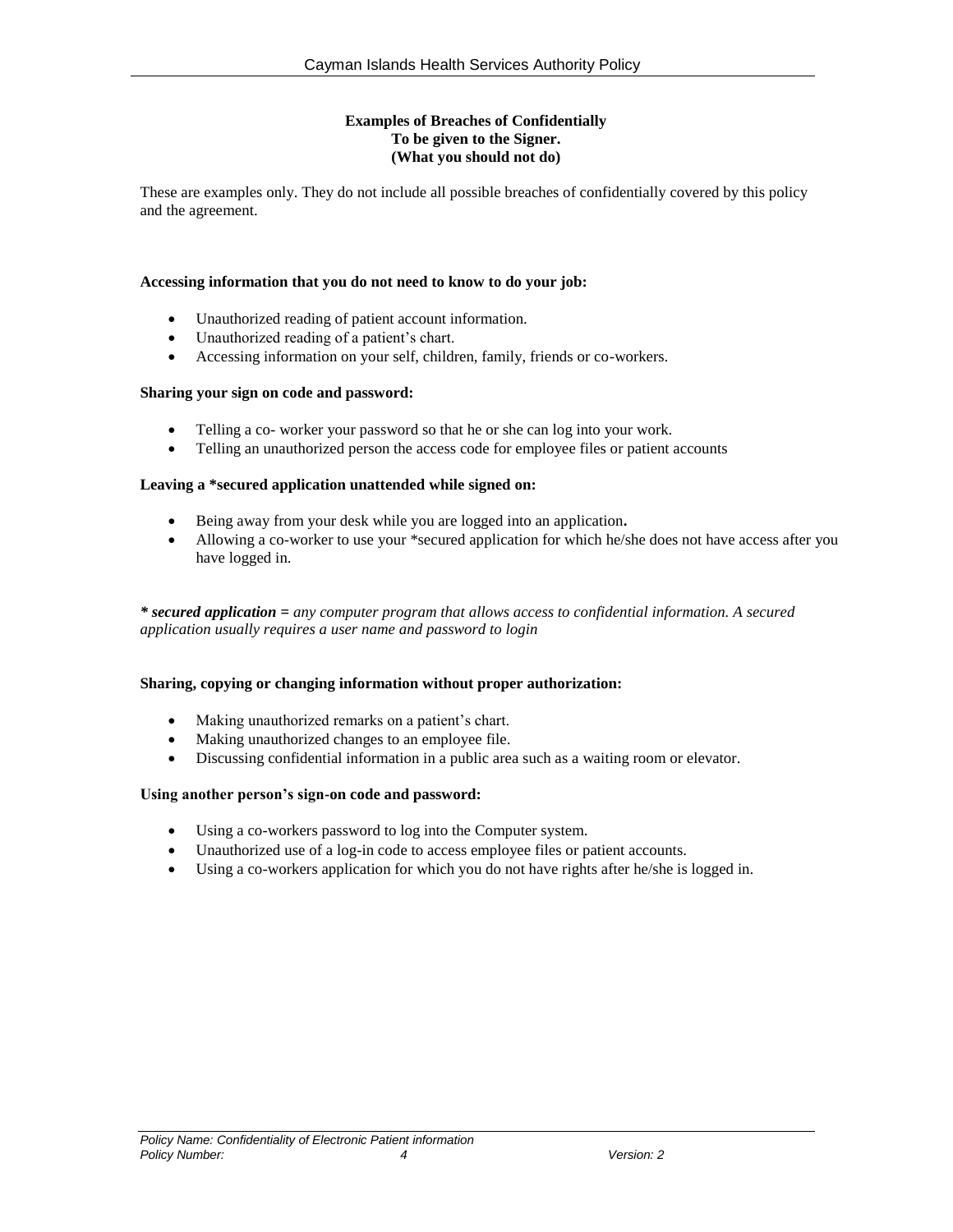**Examples of Breaches of Confidentially**
**To be given to the Signer.**
**(What you should not do)**

These are examples only. They do not include all possible breaches of confidentially covered by this policy and the agreement.

**Accessing information that you do not need to know to do your job:**

- Unauthorized reading of patient account information.
- Unauthorized reading of a patient's chart.
- Accessing information on your self, children, family, friends or co-workers.

**Sharing your sign on code and password:**

- Telling a co- worker your password so that he or she can log into your work.
- Telling an unauthorized person the access code for employee files or patient accounts

**Leaving a *secured application unattended while signed on:**

- Being away from your desk while you are logged into an application.
- Allowing a co-worker to use your *secured application for which he/she does not have access after you have logged in.

***\* secured application =*** *any computer program that allows access to confidential information. A secured application usually requires a user name and password to login*

**Sharing, copying or changing information without proper authorization:**

- Making unauthorized remarks on a patient's chart.
- Making unauthorized changes to an employee file.
- Discussing confidential information in a public area such as a waiting room or elevator.

**Using another person's sign-on code and password:**

- Using a co-workers password to log into the Computer system.
- Unauthorized use of a log-in code to access employee files or patient accounts.
- Using a co-workers application for which you do not have rights after he/she is logged in.